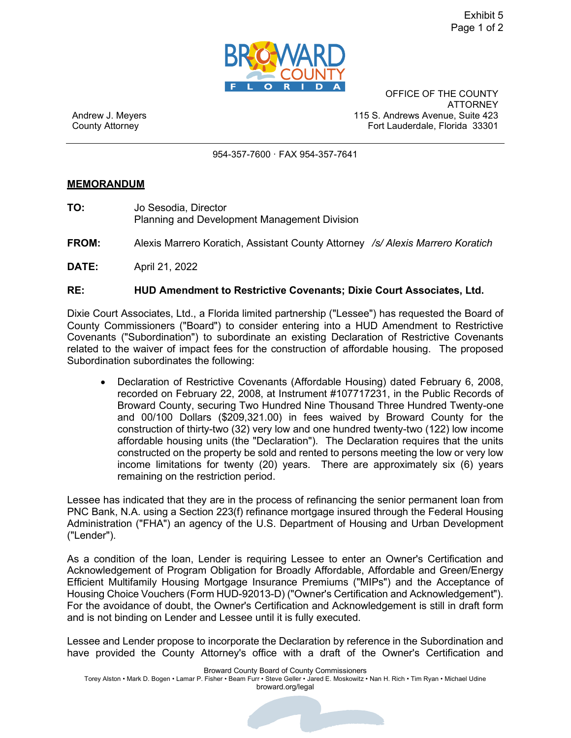Exhibit 5

OFFICE OF THE COUNTY ATTORNEY
115 S. Andrews Avenue, Suite 423
Fort Lauderdale, Florida 33301

Andrew J. Meyers
County Attorney

954-357-7600 · FAX 954-357-7641

**MEMORANDUM**

**TO:** Jo Sesodia, Director
Planning and Development Management Division

**FROM:** Alexis Marrero Koratich, Assistant County Attorney */s/ Alexis Marrero Koratich*

**DATE:** April 21, 2022

**RE:** **HUD Amendment to Restrictive Covenants; Dixie Court Associates, Ltd.**

Dixie Court Associates, Ltd., a Florida limited partnership ("Lessee") has requested the Board of County Commissioners ("Board") to consider entering into a HUD Amendment to Restrictive Covenants ("Subordination") to subordinate an existing Declaration of Restrictive Covenants related to the waiver of impact fees for the construction of affordable housing. The proposed Subordination subordinates the following:

- Declaration of Restrictive Covenants (Affordable Housing) dated February 6, 2008, recorded on February 22, 2008, at Instrument #107717231, in the Public Records of Broward County, securing Two Hundred Nine Thousand Three Hundred Twenty-one and 00/100 Dollars ($209,321.00) in fees waived by Broward County for the construction of thirty-two (32) very low and one hundred twenty-two (122) low income affordable housing units (the "Declaration"). The Declaration requires that the units constructed on the property be sold and rented to persons meeting the low or very low income limitations for twenty (20) years. There are approximately six (6) years remaining on the restriction period.

Lessee has indicated that they are in the process of refinancing the senior permanent loan from PNC Bank, N.A. using a Section 223(f) refinance mortgage insured through the Federal Housing Administration ("FHA") an agency of the U.S. Department of Housing and Urban Development ("Lender").

As a condition of the loan, Lender is requiring Lessee to enter an Owner's Certification and Acknowledgement of Program Obligation for Broadly Affordable, Affordable and Green/Energy Efficient Multifamily Housing Mortgage Insurance Premiums ("MIPs") and the Acceptance of Housing Choice Vouchers (Form HUD-92013-D) ("Owner's Certification and Acknowledgement"). For the avoidance of doubt, the Owner's Certification and Acknowledgement is still in draft form and is not binding on Lender and Lessee until it is fully executed.

Lessee and Lender propose to incorporate the Declaration by reference in the Subordination and have provided the County Attorney's office with a draft of the Owner's Certification and

Broward County Board of County Commissioners
Torey Alston • Mark D. Bogen • Lamar P. Fisher • Beam Furr • Steve Geller • Jared E. Moskowitz • Nan H. Rich • Tim Ryan • Michael Udine
broward.org/legal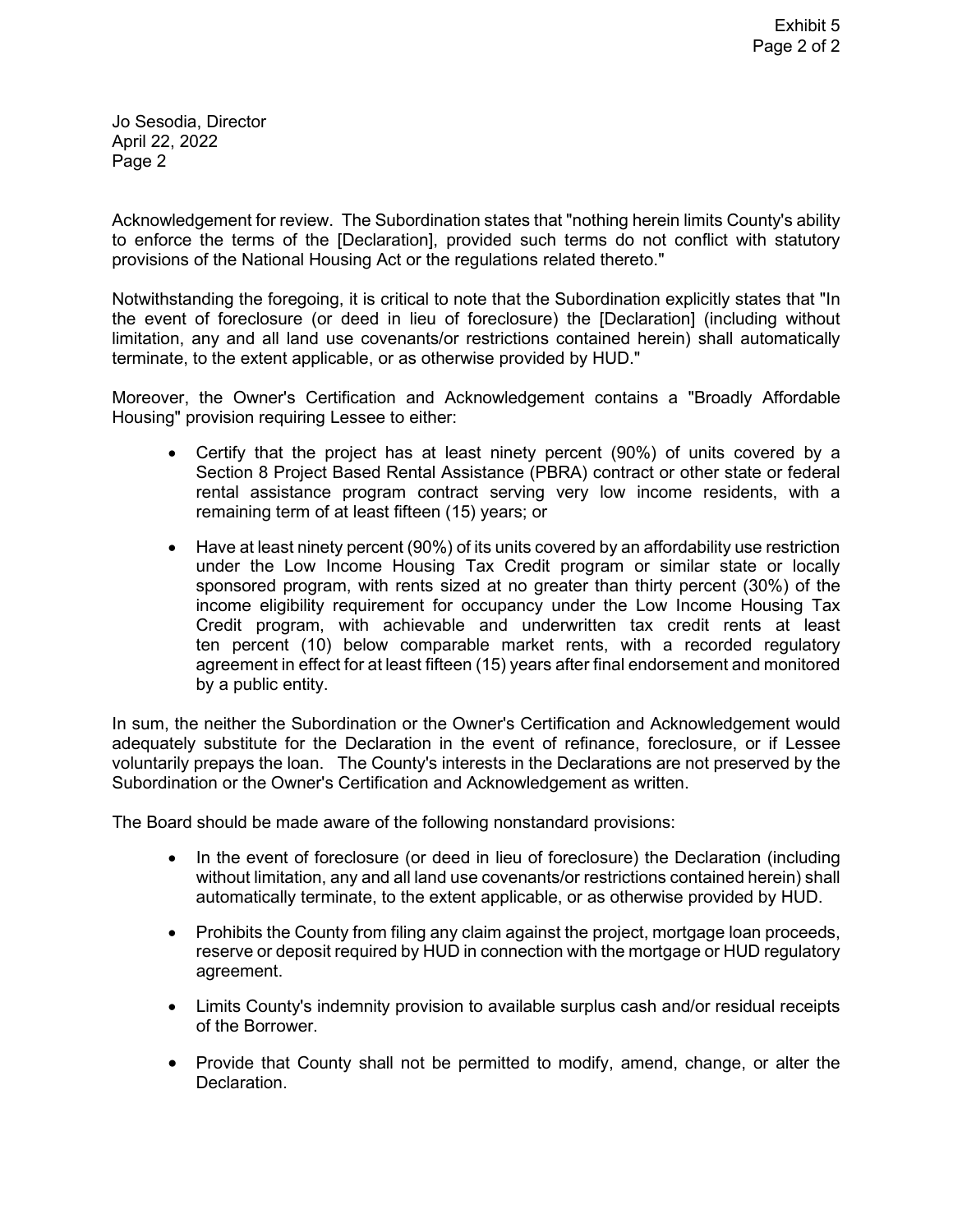Jo Sesodia, Director
April 22, 2022
Page 2

Acknowledgement for review. The Subordination states that "nothing herein limits County's ability to enforce the terms of the [Declaration], provided such terms do not conflict with statutory provisions of the National Housing Act or the regulations related thereto."

Notwithstanding the foregoing, it is critical to note that the Subordination explicitly states that "In the event of foreclosure (or deed in lieu of foreclosure) the [Declaration] (including without limitation, any and all land use covenants/or restrictions contained herein) shall automatically terminate, to the extent applicable, or as otherwise provided by HUD."

Moreover, the Owner's Certification and Acknowledgement contains a "Broadly Affordable Housing" provision requiring Lessee to either:

- Certify that the project has at least ninety percent (90%) of units covered by a Section 8 Project Based Rental Assistance (PBRA) contract or other state or federal rental assistance program contract serving very low income residents, with a remaining term of at least fifteen (15) years; or
- Have at least ninety percent (90%) of its units covered by an affordability use restriction under the Low Income Housing Tax Credit program or similar state or locally sponsored program, with rents sized at no greater than thirty percent (30%) of the income eligibility requirement for occupancy under the Low Income Housing Tax Credit program, with achievable and underwritten tax credit rents at least ten percent (10) below comparable market rents, with a recorded regulatory agreement in effect for at least fifteen (15) years after final endorsement and monitored by a public entity.

In sum, the neither the Subordination or the Owner's Certification and Acknowledgement would adequately substitute for the Declaration in the event of refinance, foreclosure, or if Lessee voluntarily prepays the loan. The County's interests in the Declarations are not preserved by the Subordination or the Owner's Certification and Acknowledgement as written.

The Board should be made aware of the following nonstandard provisions:

- In the event of foreclosure (or deed in lieu of foreclosure) the Declaration (including without limitation, any and all land use covenants/or restrictions contained herein) shall automatically terminate, to the extent applicable, or as otherwise provided by HUD.
- Prohibits the County from filing any claim against the project, mortgage loan proceeds, reserve or deposit required by HUD in connection with the mortgage or HUD regulatory agreement.
- Limits County's indemnity provision to available surplus cash and/or residual receipts of the Borrower.
- Provide that County shall not be permitted to modify, amend, change, or alter the Declaration.